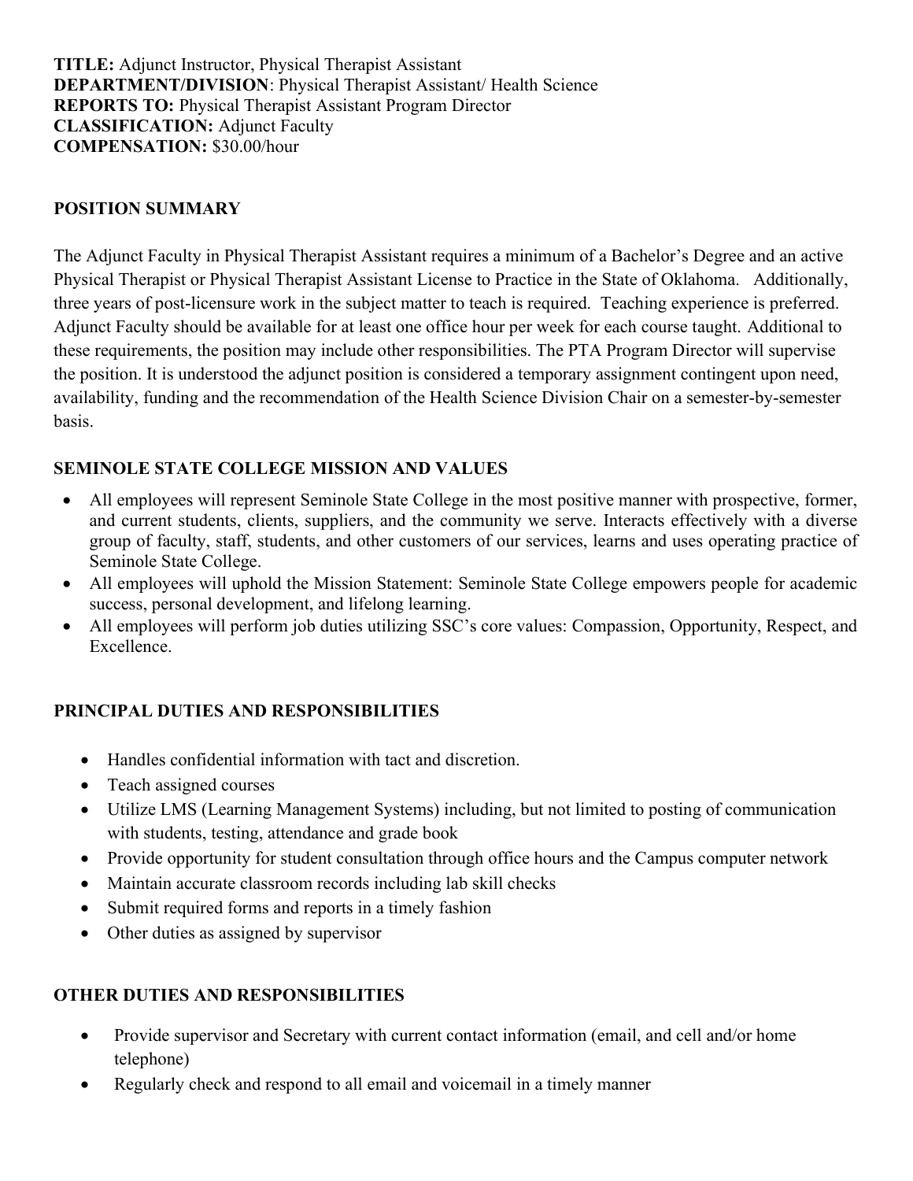**TITLE:** Adjunct Instructor, Physical Therapist Assistant
**DEPARTMENT/DIVISION**: Physical Therapist Assistant/ Health Science
**REPORTS TO:** Physical Therapist Assistant Program Director
**CLASSIFICATION:** Adjunct Faculty
**COMPENSATION:** $30.00/hour

## POSITION SUMMARY

The Adjunct Faculty in Physical Therapist Assistant requires a minimum of a Bachelor's Degree and an active Physical Therapist or Physical Therapist Assistant License to Practice in the State of Oklahoma. Additionally, three years of post-licensure work in the subject matter to teach is required. Teaching experience is preferred. Adjunct Faculty should be available for at least one office hour per week for each course taught. Additional to these requirements, the position may include other responsibilities. The PTA Program Director will supervise the position. It is understood the adjunct position is considered a temporary assignment contingent upon need, availability, funding and the recommendation of the Health Science Division Chair on a semester-by-semester basis.

## SEMINOLE STATE COLLEGE MISSION AND VALUES

- All employees will represent Seminole State College in the most positive manner with prospective, former, and current students, clients, suppliers, and the community we serve. Interacts effectively with a diverse group of faculty, staff, students, and other customers of our services, learns and uses operating practice of Seminole State College.
- All employees will uphold the Mission Statement: Seminole State College empowers people for academic success, personal development, and lifelong learning.
- All employees will perform job duties utilizing SSC's core values: Compassion, Opportunity, Respect, and Excellence.

## PRINCIPAL DUTIES AND RESPONSIBILITIES

- Handles confidential information with tact and discretion.
- Teach assigned courses
- Utilize LMS (Learning Management Systems) including, but not limited to posting of communication with students, testing, attendance and grade book
- Provide opportunity for student consultation through office hours and the Campus computer network
- Maintain accurate classroom records including lab skill checks
- Submit required forms and reports in a timely fashion
- Other duties as assigned by supervisor

## OTHER DUTIES AND RESPONSIBILITIES

- Provide supervisor and Secretary with current contact information (email, and cell and/or home telephone)
- Regularly check and respond to all email and voicemail in a timely manner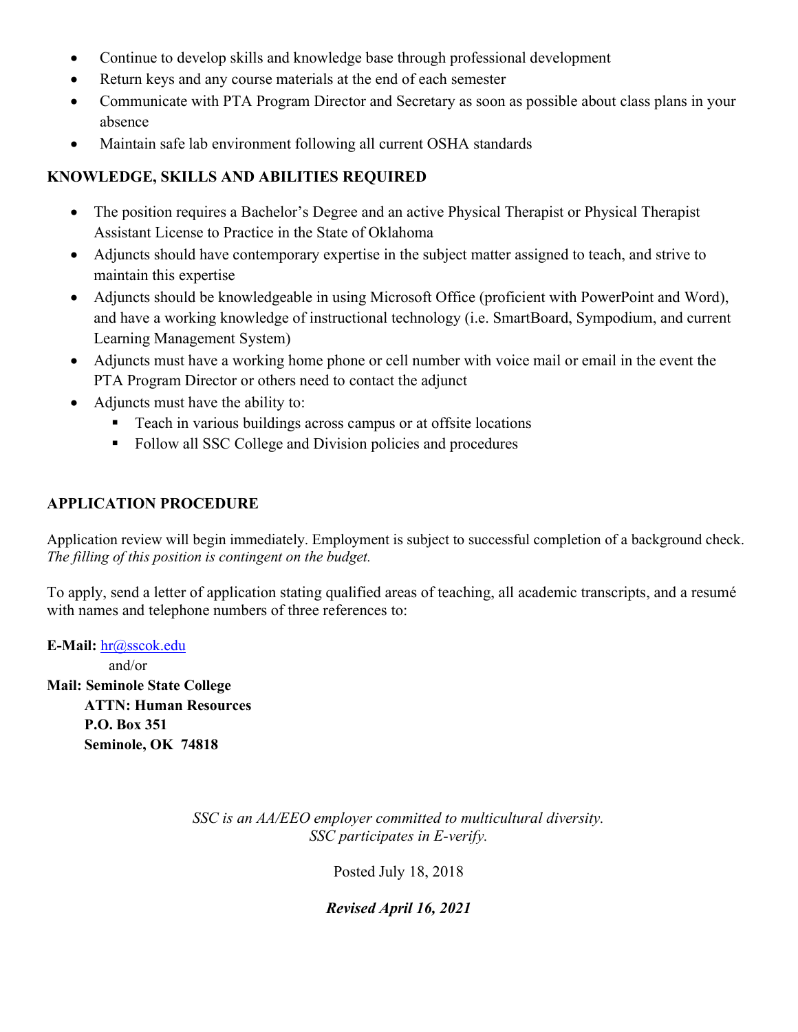- Continue to develop skills and knowledge base through professional development
- Return keys and any course materials at the end of each semester
- Communicate with PTA Program Director and Secretary as soon as possible about class plans in your absence
- Maintain safe lab environment following all current OSHA standards

**KNOWLEDGE, SKILLS AND ABILITIES REQUIRED**

- The position requires a Bachelor's Degree and an active Physical Therapist or Physical Therapist Assistant License to Practice in the State of Oklahoma
- Adjuncts should have contemporary expertise in the subject matter assigned to teach, and strive to maintain this expertise
- Adjuncts should be knowledgeable in using Microsoft Office (proficient with PowerPoint and Word), and have a working knowledge of instructional technology (i.e. SmartBoard, Sympodium, and current Learning Management System)
- Adjuncts must have a working home phone or cell number with voice mail or email in the event the PTA Program Director or others need to contact the adjunct
- Adjuncts must have the ability to:
  - Teach in various buildings across campus or at offsite locations
  - Follow all SSC College and Division policies and procedures

**APPLICATION PROCEDURE**

Application review will begin immediately. Employment is subject to successful completion of a background check. *The filling of this position is contingent on the budget.*

To apply, send a letter of application stating qualified areas of teaching, all academic transcripts, and a resumé with names and telephone numbers of three references to:

**E-Mail:** hr@sscok.edu
and/or
**Mail: Seminole State College**
**ATTN: Human Resources**
**P.O. Box 351**
**Seminole, OK 74818**

*SSC is an AA/EEO employer committed to multicultural diversity.*
*SSC participates in E-verify.*

Posted July 18, 2018

***Revised April 16, 2021***